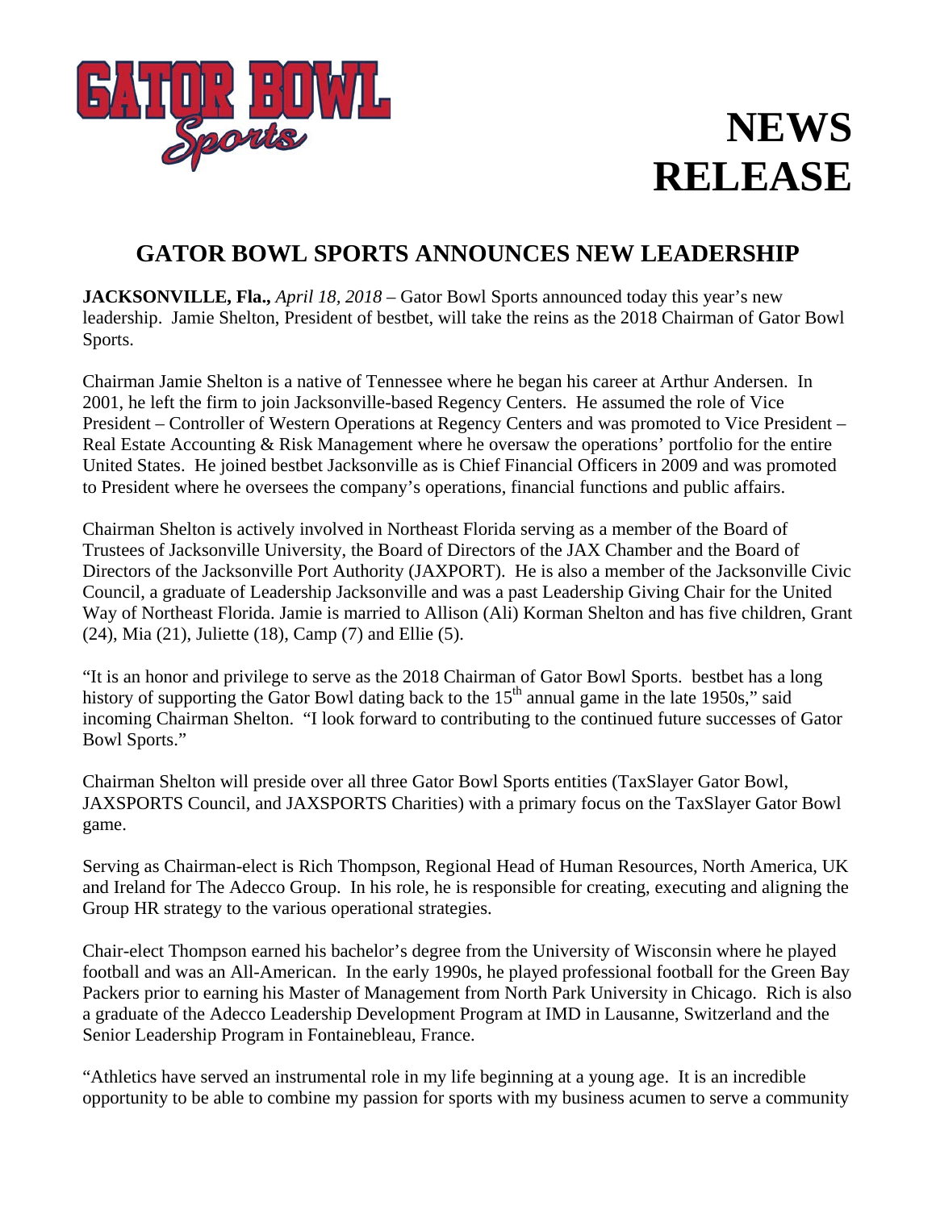GATOR BOWL Sports

# NEWS RELEASE

## GATOR BOWL SPORTS ANNOUNCES NEW LEADERSHIP

**JACKSONVILLE, Fla.,** *April 18, 2018* – Gator Bowl Sports announced today this year's new leadership. Jamie Shelton, President of bestbet, will take the reins as the 2018 Chairman of Gator Bowl Sports.

Chairman Jamie Shelton is a native of Tennessee where he began his career at Arthur Andersen. In 2001, he left the firm to join Jacksonville-based Regency Centers. He assumed the role of Vice President – Controller of Western Operations at Regency Centers and was promoted to Vice President – Real Estate Accounting & Risk Management where he oversaw the operations' portfolio for the entire United States. He joined bestbet Jacksonville as is Chief Financial Officers in 2009 and was promoted to President where he oversees the company's operations, financial functions and public affairs.

Chairman Shelton is actively involved in Northeast Florida serving as a member of the Board of Trustees of Jacksonville University, the Board of Directors of the JAX Chamber and the Board of Directors of the Jacksonville Port Authority (JAXPORT). He is also a member of the Jacksonville Civic Council, a graduate of Leadership Jacksonville and was a past Leadership Giving Chair for the United Way of Northeast Florida. Jamie is married to Allison (Ali) Korman Shelton and has five children, Grant (24), Mia (21), Juliette (18), Camp (7) and Ellie (5).

"It is an honor and privilege to serve as the 2018 Chairman of Gator Bowl Sports. bestbet has a long history of supporting the Gator Bowl dating back to the 15th annual game in the late 1950s," said incoming Chairman Shelton. "I look forward to contributing to the continued future successes of Gator Bowl Sports."

Chairman Shelton will preside over all three Gator Bowl Sports entities (TaxSlayer Gator Bowl, JAXSPORTS Council, and JAXSPORTS Charities) with a primary focus on the TaxSlayer Gator Bowl game.

Serving as Chairman-elect is Rich Thompson, Regional Head of Human Resources, North America, UK and Ireland for The Adecco Group. In his role, he is responsible for creating, executing and aligning the Group HR strategy to the various operational strategies.

Chair-elect Thompson earned his bachelor's degree from the University of Wisconsin where he played football and was an All-American. In the early 1990s, he played professional football for the Green Bay Packers prior to earning his Master of Management from North Park University in Chicago. Rich is also a graduate of the Adecco Leadership Development Program at IMD in Lausanne, Switzerland and the Senior Leadership Program in Fontainebleau, France.

"Athletics have served an instrumental role in my life beginning at a young age. It is an incredible opportunity to be able to combine my passion for sports with my business acumen to serve a community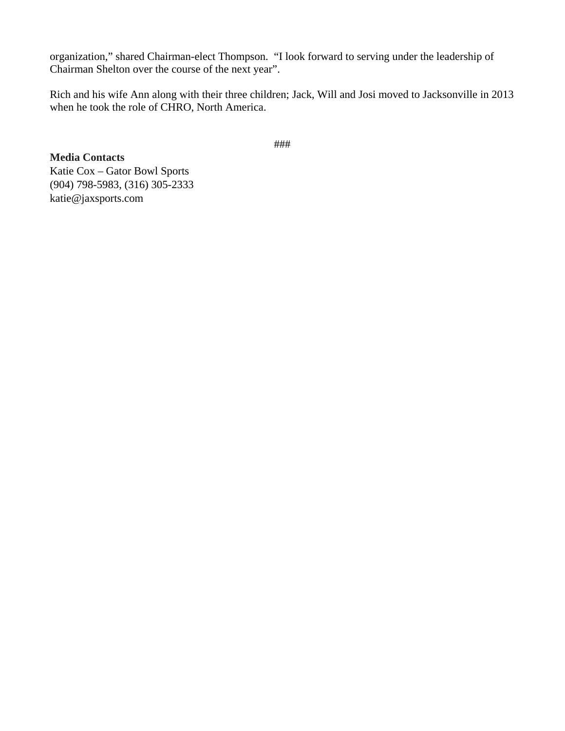organization," shared Chairman-elect Thompson.  "I look forward to serving under the leadership of Chairman Shelton over the course of the next year".

Rich and his wife Ann along with their three children; Jack, Will and Josi moved to Jacksonville in 2013 when he took the role of CHRO, North America.

###

**Media Contacts**
Katie Cox – Gator Bowl Sports
(904) 798-5983, (316) 305-2333
katie@jaxsports.com